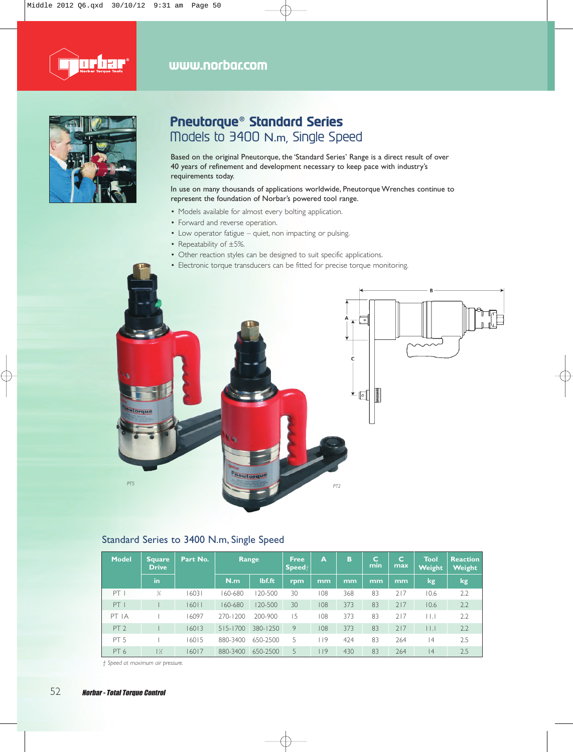# Pneutorque® Standard Series

## Models to 3400 N.m, Single Speed

Based on the original Pneutorque, the 'Standard Series' Range is a direct result of over 40 years of refinement and development necessary to keep pace with industry's requirements today.

In use on many thousands of applications worldwide, Pneutorque Wrenches continue to represent the foundation of Norbar's powered tool range.

- Models available for almost every bolting application.
- Forward and reverse operation.
- Low operator fatigue – quiet, non impacting or pulsing.
- Repeatability of ±5%.
- Other reaction styles can be designed to suit specific applications.
- Electronic torque transducers can be fitted for precise torque monitoring.

PT5

PT2

## Standard Series to 3400 N.m, Single Speed

| Model | Square Drive | Part No. | Range | | Free Speed† | A | B | C min | C max | Tool Weight | Reaction Weight |
|---|---|---|---|---|---|---|---|---|---|---|---|
| | in | | N.m | lbf.ft | rpm | mm | mm | mm | mm | kg | kg |
| PT 1 | ¾ | 16031 | 160-680 | 120-500 | 30 | 108 | 368 | 83 | 217 | 10.6 | 2.2 |
| PT 1 | 1 | 16011 | 160-680 | 120-500 | 30 | 108 | 373 | 83 | 217 | 10.6 | 2.2 |
| PT 1A | 1 | 16097 | 270-1200 | 200-900 | 15 | 108 | 373 | 83 | 217 | 11.1 | 2.2 |
| PT 2 | 1 | 16013 | 515-1700 | 380-1250 | 9 | 108 | 373 | 83 | 217 | 11.1 | 2.2 |
| PT 5 | 1 | 16015 | 880-3400 | 650-2500 | 5 | 119 | 424 | 83 | 264 | 14 | 2.5 |
| PT 6 | 1½ | 16017 | 880-3400 | 650-2500 | 5 | 119 | 430 | 83 | 264 | 14 | 2.5 |

*† Speed at maximum air pressure.*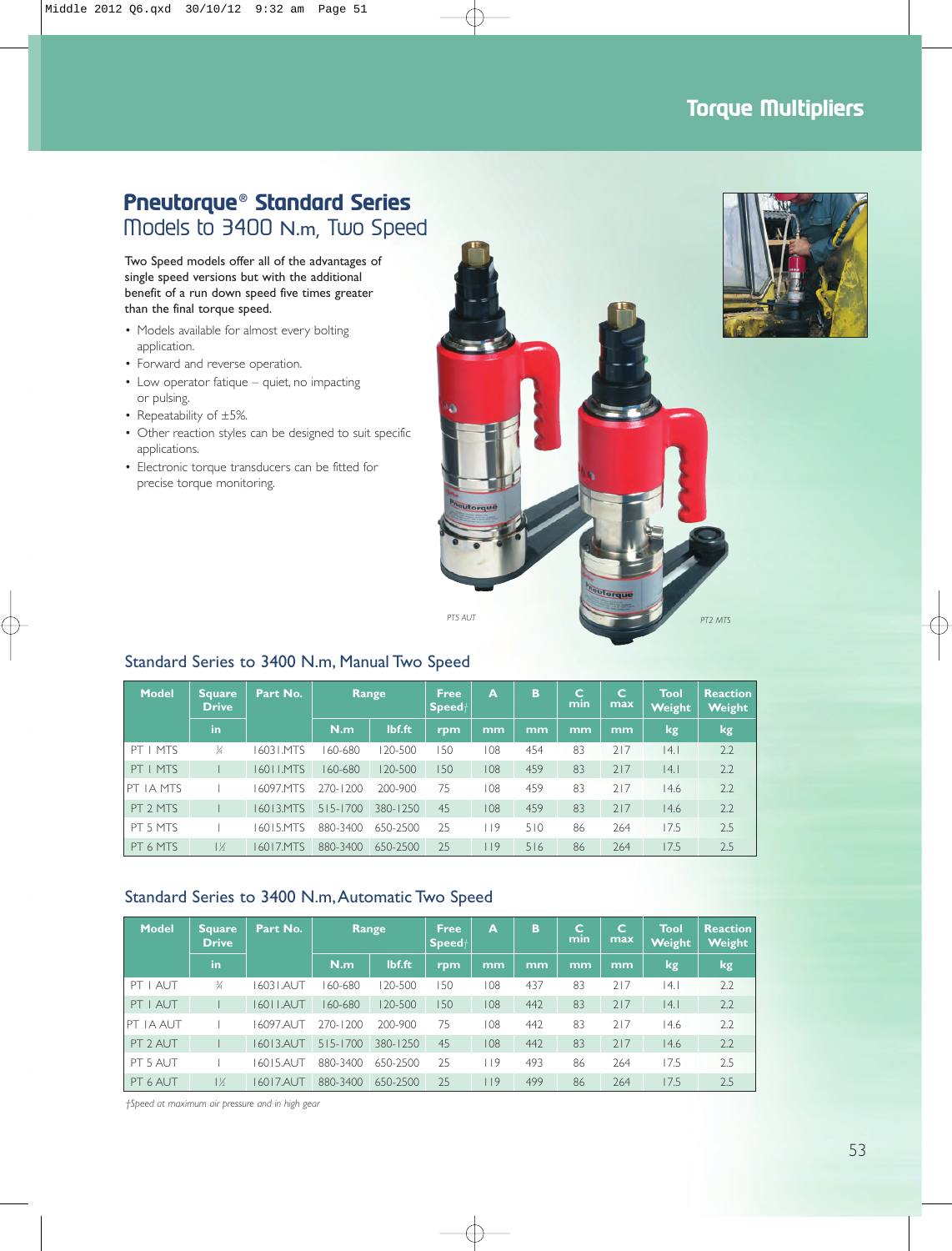## Torque Multipliers

# Pneutorque® Standard Series

## Models to 3400 N.m, Two Speed

Two Speed models offer all of the advantages of single speed versions but with the additional benefit of a run down speed five times greater than the final torque speed.

- Models available for almost every bolting application.
- Forward and reverse operation.
- Low operator fatigue – quiet, no impacting or pulsing.
- Repeatability of ±5%.
- Other reaction styles can be designed to suit specific applications.
- Electronic torque transducers can be fitted for precise torque monitoring.

*PT5 AUT*

*PT2 MTS*

### Standard Series to 3400 N.m, Manual Two Speed

| Model | Square Drive | Part No. | Range | | Free Speed† | A | B | C min | C max | Tool Weight | Reaction Weight |
|---|---|---|---|---|---|---|---|---|---|---|---|
| | in | | N.m | lbf.ft | rpm | mm | mm | mm | mm | kg | kg |
| PT 1 MTS | ¾ | 16031.MTS | 160-680 | 120-500 | 150 | 108 | 454 | 83 | 217 | 14.1 | 2.2 |
| PT 1 MTS | 1 | 16011.MTS | 160-680 | 120-500 | 150 | 108 | 459 | 83 | 217 | 14.1 | 2.2 |
| PT 1A MTS | 1 | 16097.MTS | 270-1200 | 200-900 | 75 | 108 | 459 | 83 | 217 | 14.6 | 2.2 |
| PT 2 MTS | 1 | 16013.MTS | 515-1700 | 380-1250 | 45 | 108 | 459 | 83 | 217 | 14.6 | 2.2 |
| PT 5 MTS | 1 | 16015.MTS | 880-3400 | 650-2500 | 25 | 119 | 510 | 86 | 264 | 17.5 | 2.5 |
| PT 6 MTS | 1½ | 16017.MTS | 880-3400 | 650-2500 | 25 | 119 | 516 | 86 | 264 | 17.5 | 2.5 |

### Standard Series to 3400 N.m, Automatic Two Speed

| Model | Square Drive | Part No. | Range | | Free Speed† | A | B | C min | C max | Tool Weight | Reaction Weight |
|---|---|---|---|---|---|---|---|---|---|---|---|
| | in | | N.m | lbf.ft | rpm | mm | mm | mm | mm | kg | kg |
| PT 1 AUT | ¾ | 16031.AUT | 160-680 | 120-500 | 150 | 108 | 437 | 83 | 217 | 14.1 | 2.2 |
| PT 1 AUT | 1 | 16011.AUT | 160-680 | 120-500 | 150 | 108 | 442 | 83 | 217 | 14.1 | 2.2 |
| PT 1A AUT | 1 | 16097.AUT | 270-1200 | 200-900 | 75 | 108 | 442 | 83 | 217 | 14.6 | 2.2 |
| PT 2 AUT | 1 | 16013.AUT | 515-1700 | 380-1250 | 45 | 108 | 442 | 83 | 217 | 14.6 | 2.2 |
| PT 5 AUT | 1 | 16015.AUT | 880-3400 | 650-2500 | 25 | 119 | 493 | 86 | 264 | 17.5 | 2.5 |
| PT 6 AUT | 1½ | 16017.AUT | 880-3400 | 650-2500 | 25 | 119 | 499 | 86 | 264 | 17.5 | 2.5 |

*†Speed at maximum air pressure and in high gear*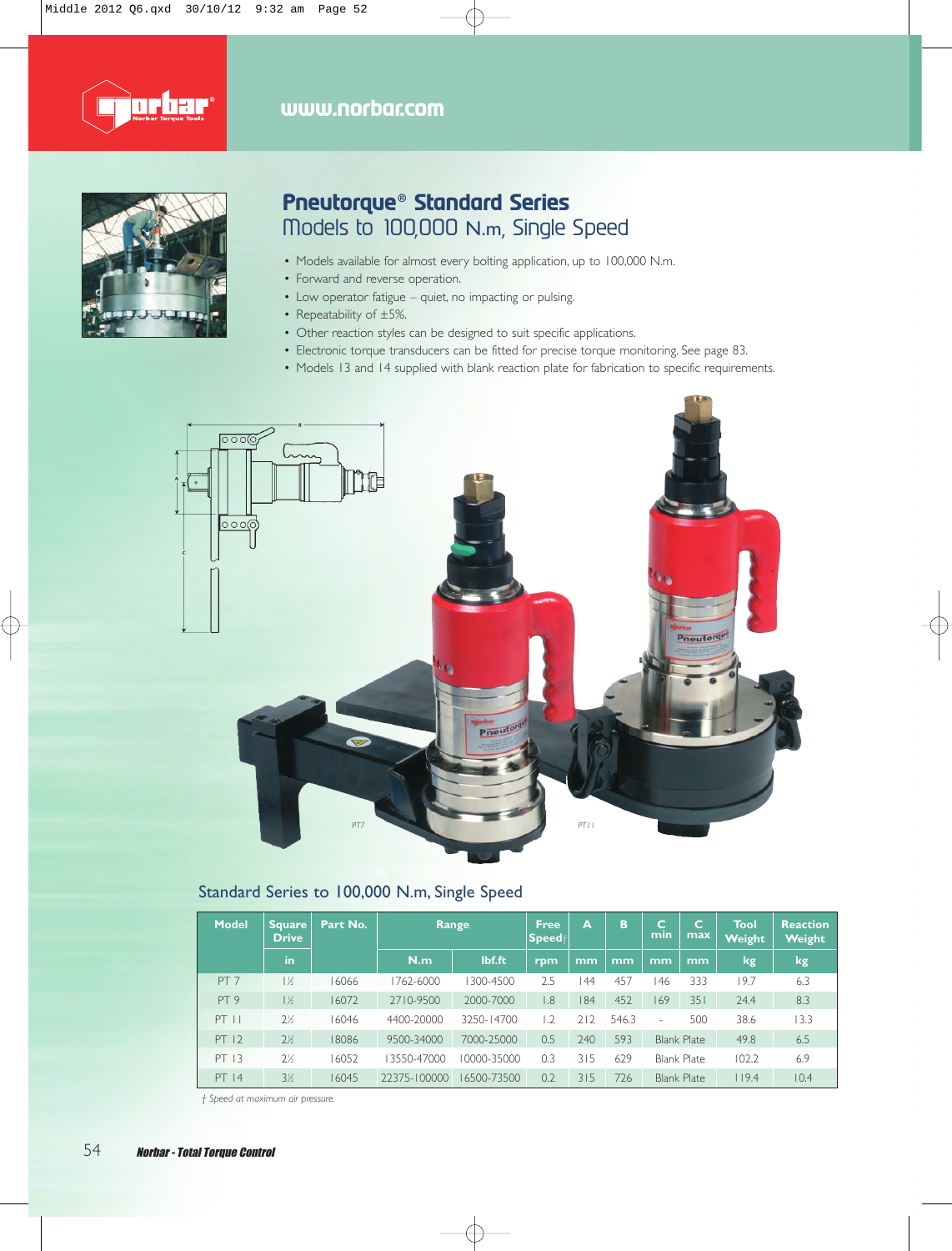# Pneutorque® Standard Series

## Models to 100,000 N.m, Single Speed

- Models available for almost every bolting application, up to 100,000 N.m.
- Forward and reverse operation.
- Low operator fatigue – quiet, no impacting or pulsing.
- Repeatability of ±5%.
- Other reaction styles can be designed to suit specific applications.
- Electronic torque transducers can be fitted for precise torque monitoring. See page 83.
- Models 13 and 14 supplied with blank reaction plate for fabrication to specific requirements.

PT7 PT11

## Standard Series to 100,000 N.m, Single Speed

| Model | Square Drive | Part No. | Range | | Free Speed† | A | B | C min | C max | Tool Weight | Reaction Weight |
|---|---|---|---|---|---|---|---|---|---|---|---|
| | in | | N.m | lbf.ft | rpm | mm | mm | mm | mm | kg | kg |
| PT 7 | 1½ | 16066 | 1762-6000 | 1300-4500 | 2.5 | 144 | 457 | 146 | 333 | 19.7 | 6.3 |
| PT 9 | 1½ | 16072 | 2710-9500 | 2000-7000 | 1.8 | 184 | 452 | 169 | 351 | 24.4 | 8.3 |
| PT 11 | 2½ | 16046 | 4400-20000 | 3250-14700 | 1.2 | 212 | 546.3 | - | 500 | 38.6 | 13.3 |
| PT 12 | 2½ | 18086 | 9500-34000 | 7000-25000 | 0.5 | 240 | 593 | Blank Plate | | 49.8 | 6.5 |
| PT 13 | 2½ | 16052 | 13550-47000 | 10000-35000 | 0.3 | 315 | 629 | Blank Plate | | 102.2 | 6.9 |
| PT 14 | 3½ | 16045 | 22375-100000 | 16500-73500 | 0.2 | 315 | 726 | Blank Plate | | 119.4 | 10.4 |

*† Speed at maximum air pressure.*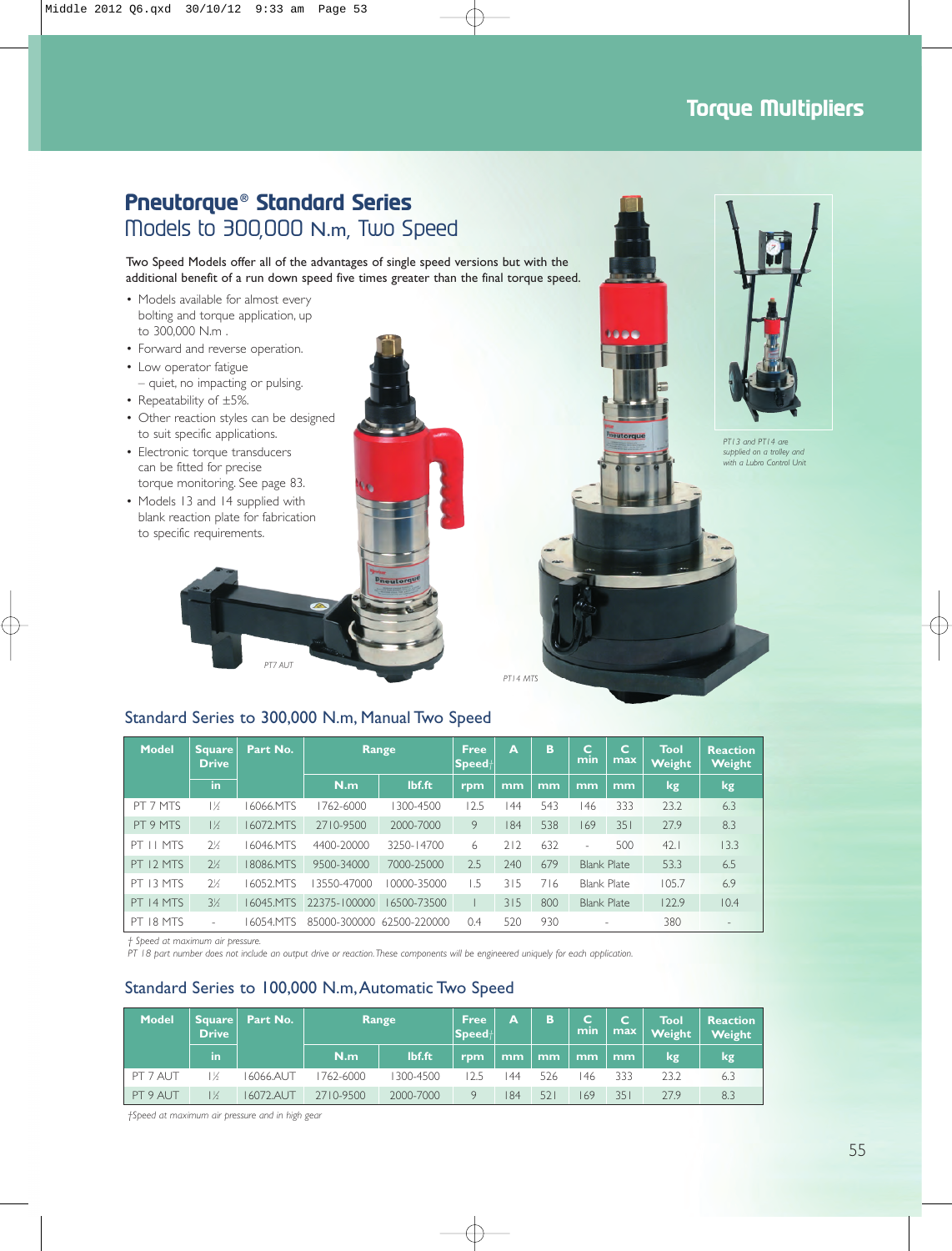# Torque Multipliers

## Pneutorque® Standard Series
### Models to 300,000 N.m, Two Speed

Two Speed Models offer all of the advantages of single speed versions but with the additional benefit of a run down speed five times greater than the final torque speed.

- Models available for almost every bolting and torque application, up to 300,000 N.m .
- Forward and reverse operation.
- Low operator fatigue – quiet, no impacting or pulsing.
- Repeatability of ±5%.
- Other reaction styles can be designed to suit specific applications.
- Electronic torque transducers can be fitted for precise torque monitoring. See page 83.
- Models 13 and 14 supplied with blank reaction plate for fabrication to specific requirements.

PT7 AUT

PT14 MTS

*PT13 and PT14 are supplied on a trolley and with a Lubro Control Unit*

### Standard Series to 300,000 N.m, Manual Two Speed

| Model | Square Drive | Part No. | Range | | Free Speed† | A | B | C min | C max | Tool Weight | Reaction Weight |
|---|---|---|---|---|---|---|---|---|---|---|---|
| | in | | N.m | lbf.ft | rpm | mm | mm | mm | mm | kg | kg |
| PT 7 MTS | 1½ | 16066.MTS | 1762-6000 | 1300-4500 | 12.5 | 144 | 543 | 146 | 333 | 23.2 | 6.3 |
| PT 9 MTS | 1½ | 16072.MTS | 2710-9500 | 2000-7000 | 9 | 184 | 538 | 169 | 351 | 27.9 | 8.3 |
| PT 11 MTS | 2½ | 16046.MTS | 4400-20000 | 3250-14700 | 6 | 212 | 632 | - | 500 | 42.1 | 13.3 |
| PT 12 MTS | 2½ | 18086.MTS | 9500-34000 | 7000-25000 | 2.5 | 240 | 679 | Blank Plate | | 53.3 | 6.5 |
| PT 13 MTS | 2½ | 16052.MTS | 13550-47000 | 10000-35000 | 1.5 | 315 | 716 | Blank Plate | | 105.7 | 6.9 |
| PT 14 MTS | 3½ | 16045.MTS | 22375-100000 | 16500-73500 | 1 | 315 | 800 | Blank Plate | | 122.9 | 10.4 |
| PT 18 MTS | - | 16054.MTS | 85000-300000 | 62500-220000 | 0.4 | 520 | 930 | - | | 380 | - |

*† Speed at maximum air pressure.*
*PT 18 part number does not include an output drive or reaction. These components will be engineered uniquely for each application.*

### Standard Series to 100,000 N.m, Automatic Two Speed

| Model | Square Drive | Part No. | Range | | Free Speed† | A | B | C min | C max | Tool Weight | Reaction Weight |
|---|---|---|---|---|---|---|---|---|---|---|---|
| | in | | N.m | lbf.ft | rpm | mm | mm | mm | mm | kg | kg |
| PT 7 AUT | 1½ | 16066.AUT | 1762-6000 | 1300-4500 | 12.5 | 144 | 526 | 146 | 333 | 23.2 | 6.3 |
| PT 9 AUT | 1½ | 16072.AUT | 2710-9500 | 2000-7000 | 9 | 184 | 521 | 169 | 351 | 27.9 | 8.3 |

*†Speed at maximum air pressure and in high gear*